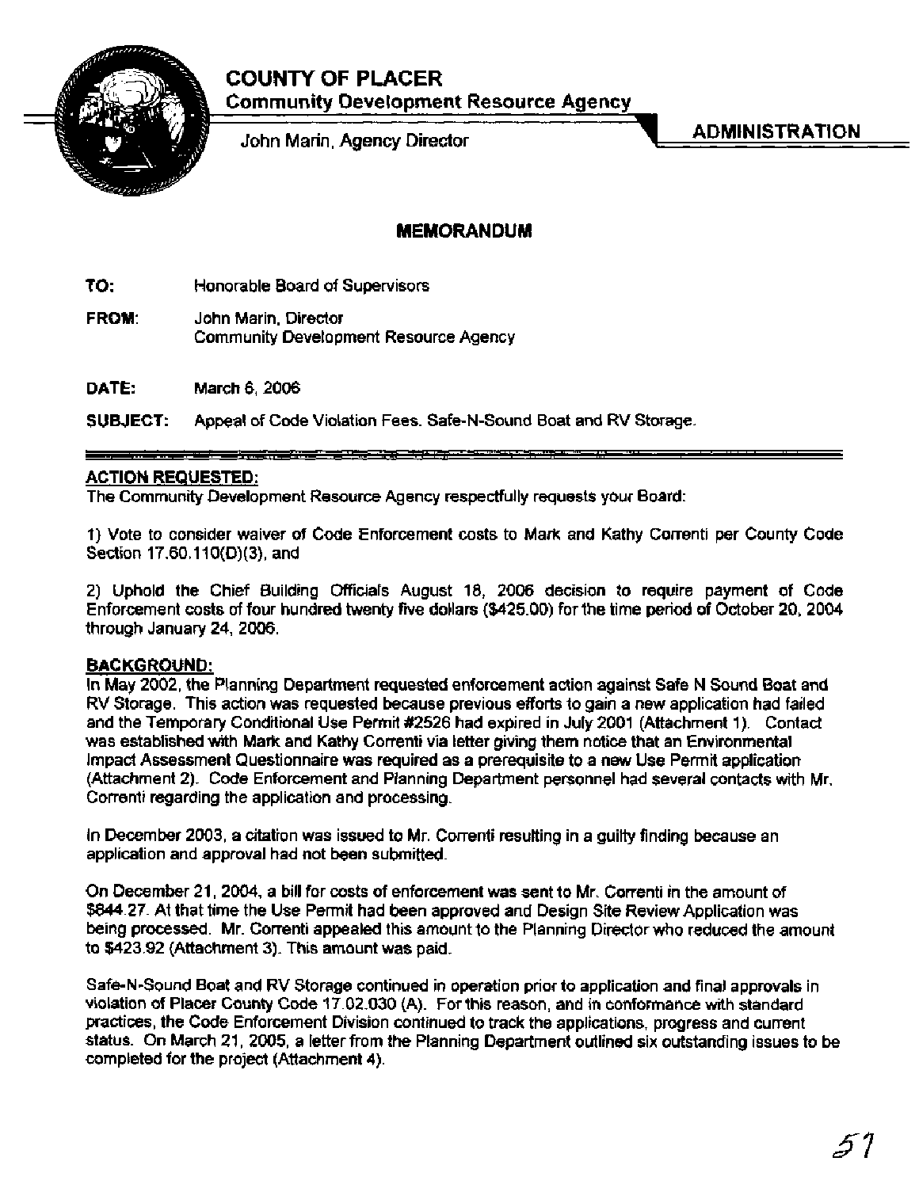# COUNTY OF PLACER

**Community Development Resource Agency**

John Marin, Agency Director

**ADMINISTRATION**

## MEMORANDUM

**TO:** Honorable Board of Supervisors

**FROM:** John Marin, Director
Community Development Resource Agency

**DATE:** March 6, 2006

**SUBJECT:** Appeal of Code Violation Fees. Safe-N-Sound Boat and RV Storage.

**ACTION REQUESTED:**

The Community Development Resource Agency respectfully requests your Board:

1) Vote to consider waiver of Code Enforcement costs to Mark and Kathy Correnti per County Code Section 17.60.110(D)(3), and

2) Uphold the Chief Building Officials August 18, 2006 decision to require payment of Code Enforcement costs of four hundred twenty five dollars ($425.00) for the time period of October 20, 2004 through January 24, 2006.

**BACKGROUND:**

In May 2002, the Planning Department requested enforcement action against Safe N Sound Boat and RV Storage. This action was requested because previous efforts to gain a new application had failed and the Temporary Conditional Use Permit #2526 had expired in July 2001 (Attachment 1). Contact was established with Mark and Kathy Correnti via letter giving them notice that an Environmental Impact Assessment Questionnaire was required as a prerequisite to a new Use Permit application (Attachment 2). Code Enforcement and Planning Department personnel had several contacts with Mr. Correnti regarding the application and processing.

In December 2003, a citation was issued to Mr. Correnti resulting in a guilty finding because an application and approval had not been submitted.

On December 21, 2004, a bill for costs of enforcement was sent to Mr. Correnti in the amount of $844.27. At that time the Use Permit had been approved and Design Site Review Application was being processed. Mr. Correnti appealed this amount to the Planning Director who reduced the amount to $423.92 (Attachment 3). This amount was paid.

Safe-N-Sound Boat and RV Storage continued in operation prior to application and final approvals in violation of Placer County Code 17.02.030 (A). For this reason, and in conformance with standard practices, the Code Enforcement Division continued to track the applications, progress and current status. On March 21, 2005, a letter from the Planning Department outlined six outstanding issues to be completed for the project (Attachment 4).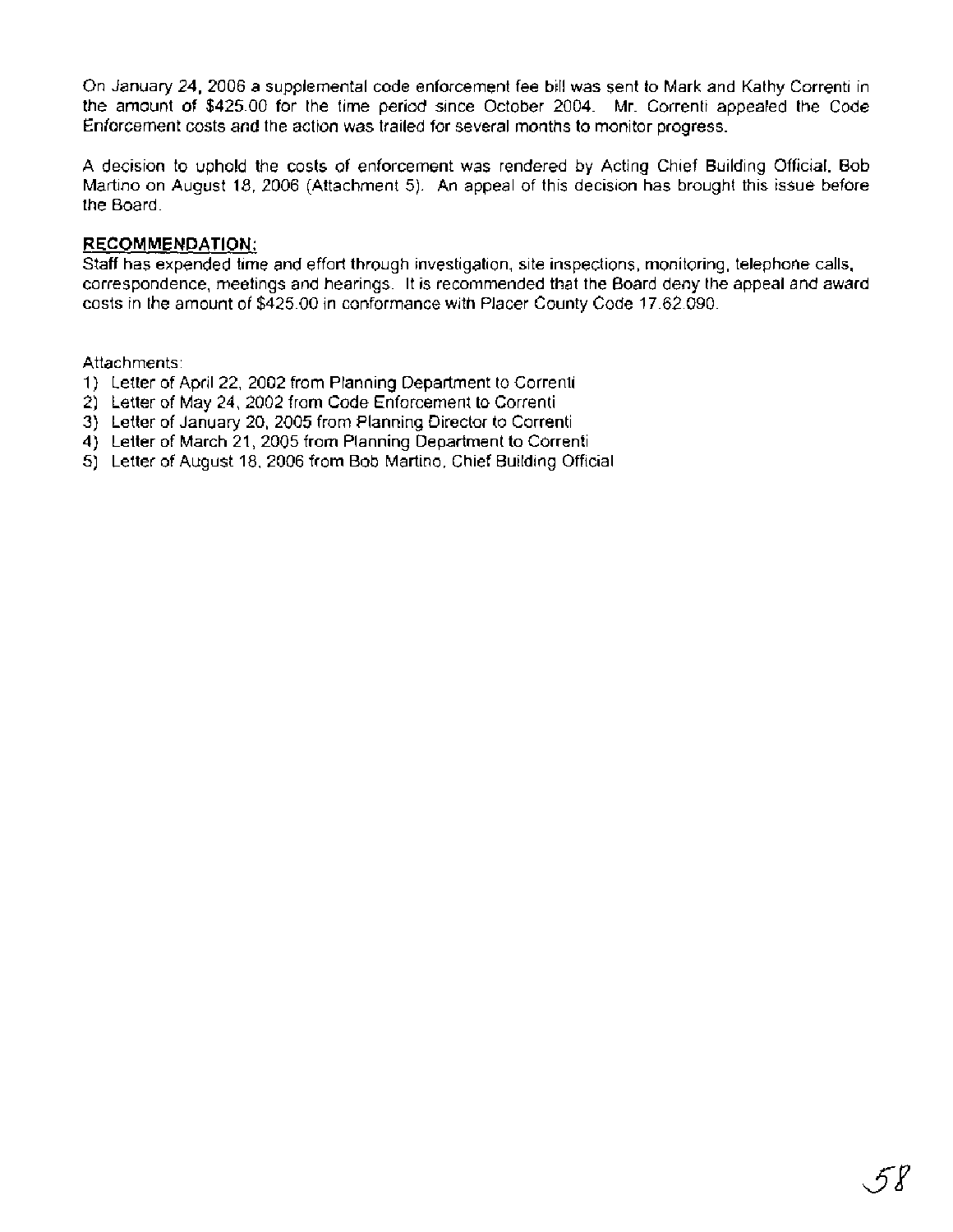On January 24, 2006 a supplemental code enforcement fee bill was sent to Mark and Kathy Correnti in the amount of $425.00 for the time period since October 2004. Mr. Correnti appealed the Code Enforcement costs and the action was trailed for several months to monitor progress.

A decision to uphold the costs of enforcement was rendered by Acting Chief Building Official, Bob Martino on August 18, 2006 (Attachment 5). An appeal of this decision has brought this issue before the Board.

**RECOMMENDATION:**
Staff has expended time and effort through investigation, site inspections, monitoring, telephone calls, correspondence, meetings and hearings. It is recommended that the Board deny the appeal and award costs in the amount of $425.00 in conformance with Placer County Code 17.62.090.

Attachments:
1) Letter of April 22, 2002 from Planning Department to Correnti
2) Letter of May 24, 2002 from Code Enforcement to Correnti
3) Letter of January 20, 2005 from Planning Director to Correnti
4) Letter of March 21, 2005 from Planning Department to Correnti
5) Letter of August 18, 2006 from Bob Martino, Chief Building Official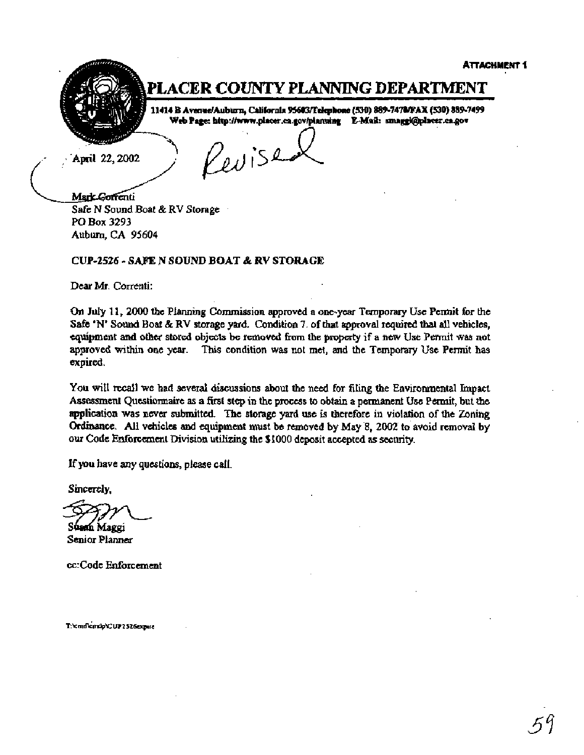ATTACHMENT 1

# PLACER COUNTY PLANNING DEPARTMENT

11414 B Avenue/Auburn, California 95603/Telephone (530) 889-7470/FAX (530) 889-7499
Web Page: http://www.placer.ca.gov/planning E-Mail: smaggi@placer.ca.gov

April 22, 2002

Revised

Mark Correnti
Safe N Sound Boat & RV Storage
PO Box 3293
Auburn, CA 95604

**CUP-2526 - SAFE N SOUND BOAT & RV STORAGE**

Dear Mr. Correnti:

On July 11, 2000 the Planning Commission approved a one-year Temporary Use Permit for the Safe 'N' Sound Boat & RV storage yard. Condition 7. of that approval required that all vehicles, equipment and other stored objects be removed from the property if a new Use Permit was not approved within one year. This condition was not met, and the Temporary Use Permit has expired.

You will recall we had several discussions about the need for filing the Environmental Impact Assessment Questionnaire as a first step in the process to obtain a permanent Use Permit, but the application was never submitted. The storage yard use is therefore in violation of the Zoning Ordinance. All vehicles and equipment must be removed by May 8, 2002 to avoid removal by our Code Enforcement Division utilizing the $1000 deposit accepted as security.

If you have any questions, please call.

Sincerely,

Susan Maggi
Senior Planner

cc: Code Enforcement

T:\cmd\cmdp\CUP2526expire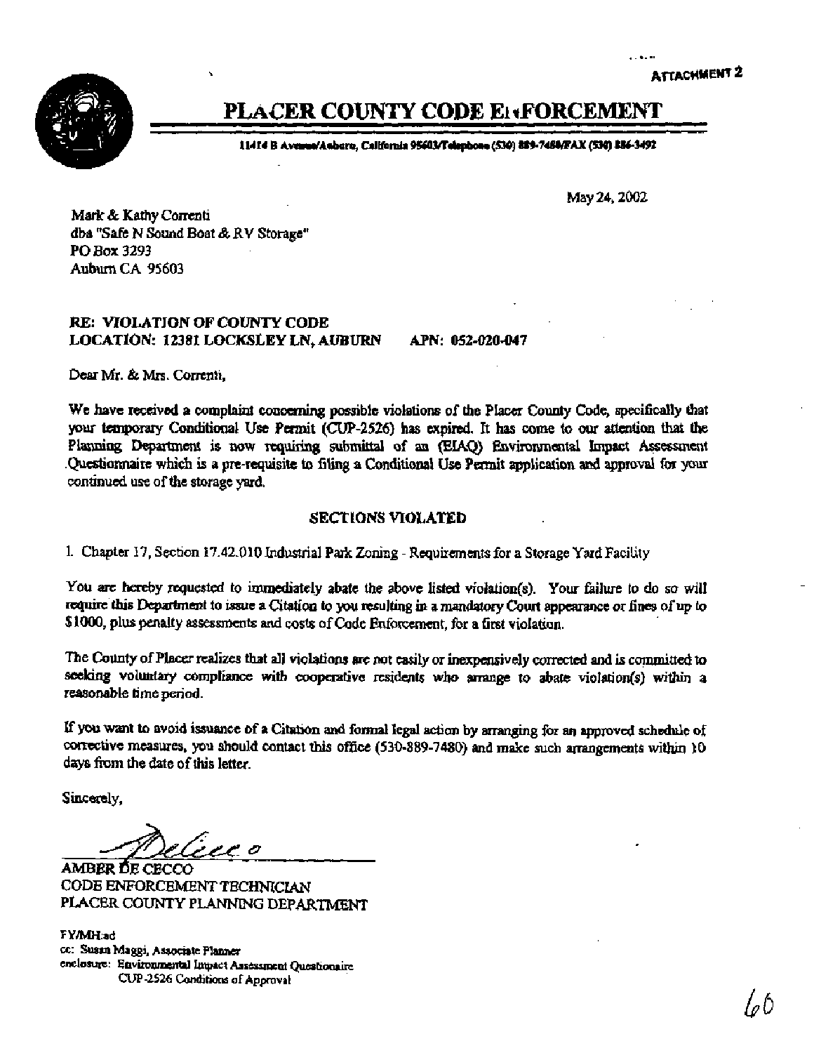ATTACHMENT 2

# PLACER COUNTY CODE ENFORCEMENT

11414 B Avenue/Auburn, California 95603/Telephone (530) 889-7480/FAX (530) 886-3492

May 24, 2002

Mark & Kathy Correnti
dba "Safe N Sound Boat & RV Storage"
PO Box 3293
Auburn CA 95603

**RE: VIOLATION OF COUNTY CODE**
**LOCATION: 12381 LOCKSLEY LN, AUBURN APN: 052-020-047**

Dear Mr. & Mrs. Correnti,

We have received a complaint concerning possible violations of the Placer County Code, specifically that your temporary Conditional Use Permit (CUP-2526) has expired. It has come to our attention that the Planning Department is now requiring submittal of an (EIAQ) Environmental Impact Assessment Questionnaire which is a pre-requisite to filing a Conditional Use Permit application and approval for your continued use of the storage yard.

**SECTIONS VIOLATED**

1. Chapter 17, Section 17.42.010 Industrial Park Zoning - Requirements for a Storage Yard Facility

You are hereby requested to immediately abate the above listed violation(s). Your failure to do so will require this Department to issue a Citation to you resulting in a mandatory Court appearance or fines of up to $1000, plus penalty assessments and costs of Code Enforcement, for a first violation.

The County of Placer realizes that all violations are not easily or inexpensively corrected and is committed to seeking voluntary compliance with cooperative residents who arrange to abate violation(s) within a reasonable time period.

If you want to avoid issuance of a Citation and formal legal action by arranging for an approved schedule of corrective measures, you should contact this office (530-889-7480) and make such arrangements within 10 days from the date of this letter.

Sincerely,

AMBER DE CECCO
CODE ENFORCEMENT TECHNICIAN
PLACER COUNTY PLANNING DEPARTMENT

FY/MH:ad
cc: Susan Maggi, Associate Planner
enclosure: Environmental Impact Assessment Questionaire
CUP-2526 Conditions of Approval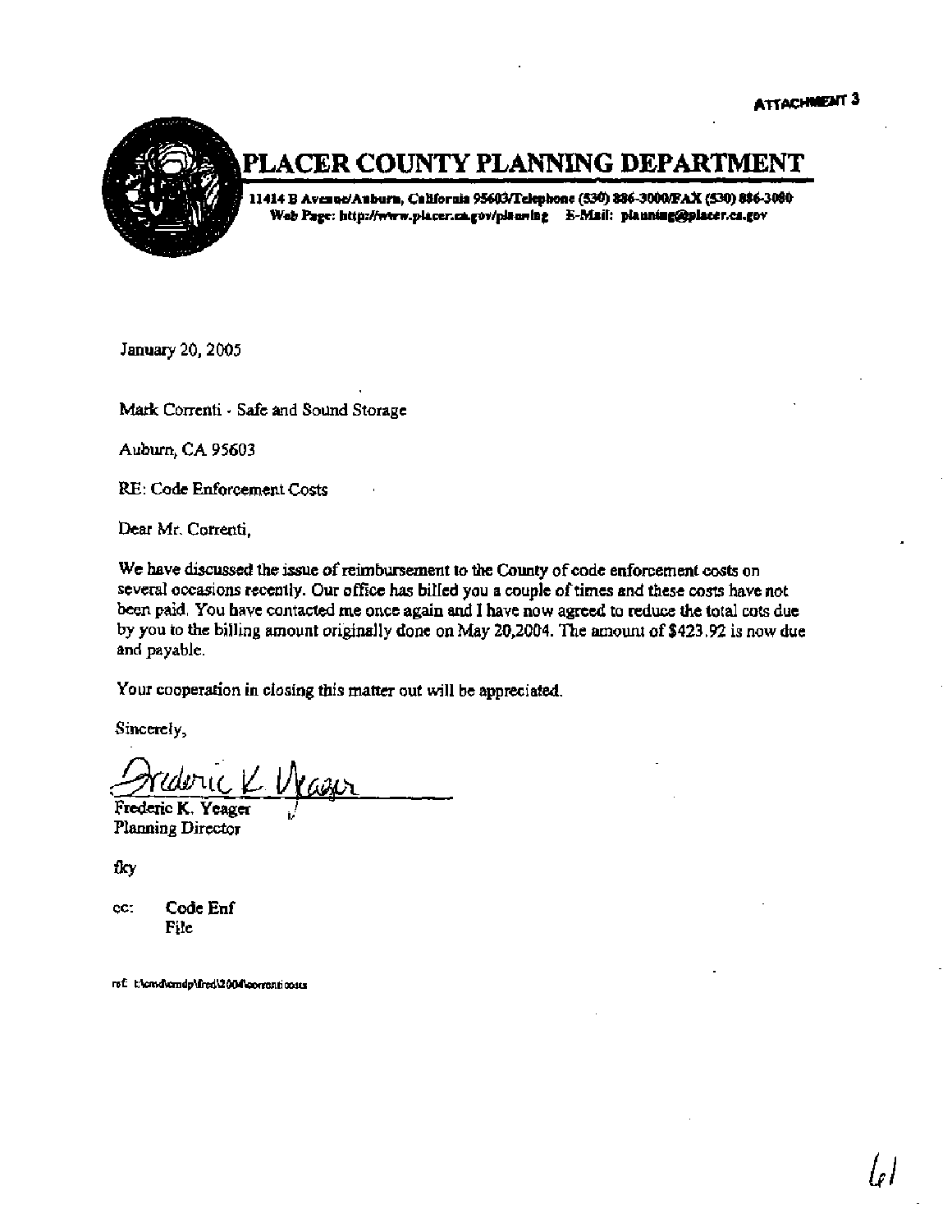ATTACHMENT 3

# PLACER COUNTY PLANNING DEPARTMENT

11414 B Avenue/Auburn, California 95603/Telephone (530) 886-3000/FAX (530) 886-3080
Web Page: http://www.placer.ca.gov/planning E-Mail: planning@placer.ca.gov

January 20, 2005

Mark Correnti - Safe and Sound Storage

Auburn, CA 95603

RE: Code Enforcement Costs

Dear Mr. Correnti,

We have discussed the issue of reimbursement to the County of code enforcement costs on several occasions recently. Our office has billed you a couple of times and these costs have not been paid. You have contacted me once again and I have now agreed to reduce the total cots due by you to the billing amount originally done on May 20,2004. The amount of $423.92 is now due and payable.

Your cooperation in closing this matter out will be appreciated.

Sincerely,

Frederic K. Yeager

Frederic K. Yeager
Planning Director

fky

cc: Code Enf
File

ref: t:\cmd\cmdp\fred\2004\correnticosts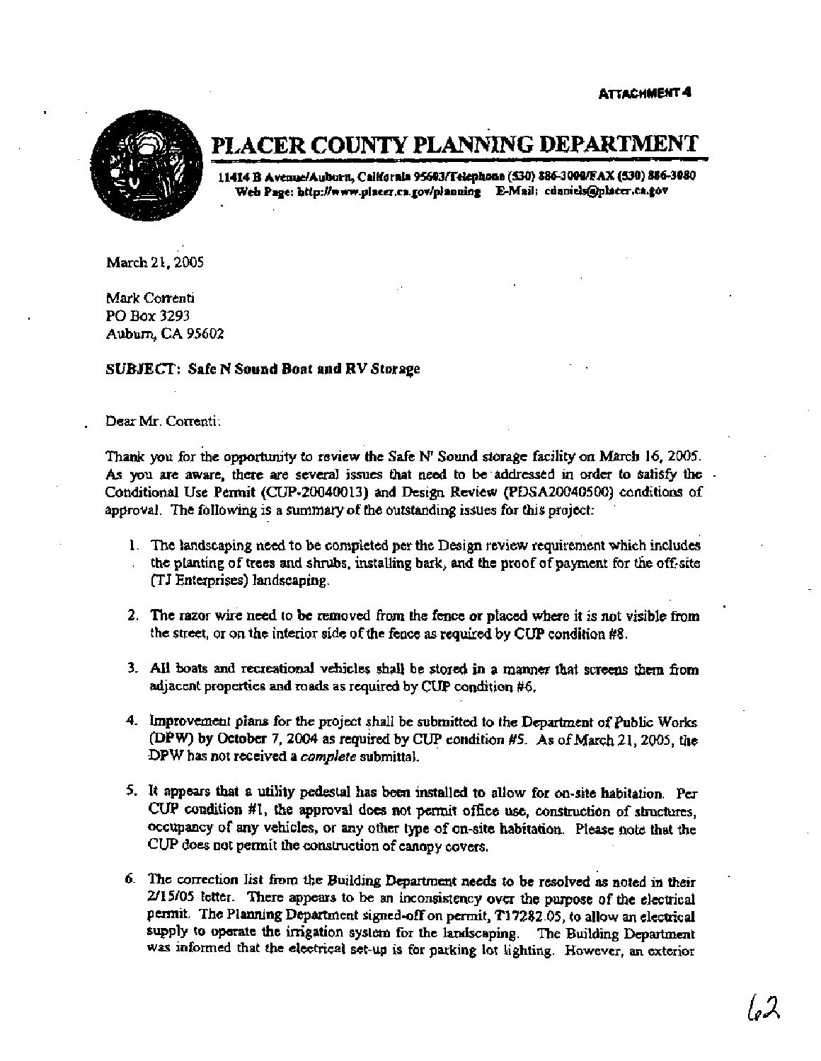ATTACHMENT 4

# PLACER COUNTY PLANNING DEPARTMENT

11414 B Avenue/Auburn, California 95603/Telephone (530) 886-3000/FAX (530) 886-3080
Web Page: http://www.placer.ca.gov/planning E-Mail: cdaniels@placer.ca.gov

March 21, 2005

Mark Correnti
PO Box 3293
Auburn, CA 95602

**SUBJECT: Safe N Sound Boat and RV Storage**

Dear Mr. Correnti:

Thank you for the opportunity to review the Safe N' Sound storage facility on March 16, 2005. As you are aware, there are several issues that need to be addressed in order to satisfy the Conditional Use Permit (CUP-20040013) and Design Review (PDSA20040500) conditions of approval. The following is a summary of the outstanding issues for this project:

1. The landscaping need to be completed per the Design review requirement which includes the planting of trees and shrubs, installing bark, and the proof of payment for the off-site (TJ Enterprises) landscaping.

2. The razor wire need to be removed from the fence or placed where it is not visible from the street, or on the interior side of the fence as required by CUP condition #8.

3. All boats and recreational vehicles shall be stored in a manner that screens them from adjacent properties and roads as required by CUP condition #6.

4. Improvement plans for the project shall be submitted to the Department of Public Works (DPW) by October 7, 2004 as required by CUP condition #5. As of March 21, 2005, the DPW has not received a *complete* submittal.

5. It appears that a utility pedestal has been installed to allow for on-site habitation. Per CUP condition #1, the approval does not permit office use, construction of structures, occupancy of any vehicles, or any other type of on-site habitation. Please note that the CUP does not permit the construction of canopy covers.

6. The correction list from the Building Department needs to be resolved as noted in their 2/15/05 letter. There appears to be an inconsistency over the purpose of the electrical permit. The Planning Department signed-off on permit, T17282.05, to allow an electrical supply to operate the irrigation system for the landscaping. The Building Department was informed that the electrical set-up is for parking lot lighting. However, an exterior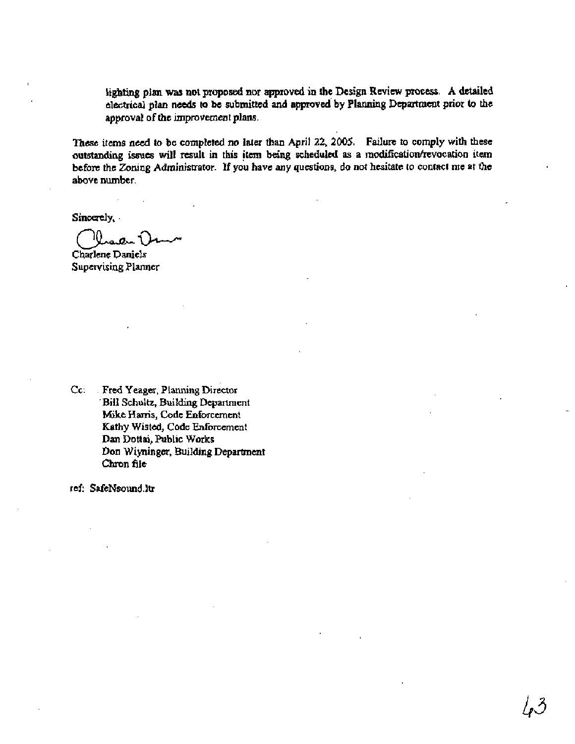lighting plan was not proposed nor approved in the Design Review process. A detailed electrical plan needs to be submitted and approved by Planning Department prior to the approval of the improvement plans.

These items need to be completed no later than April 22, 2005. Failure to comply with these outstanding issues will result in this item being scheduled as a modification/revocation item before the Zoning Administrator. If you have any questions, do not hesitate to contact me at the above number.

Sincerely,

Charlene Daniels
Supervising Planner

Cc: Fred Yeager, Planning Director
Bill Schultz, Building Department
Mike Harris, Code Enforcement
Kathy Wisted, Code Enforcement
Dan Dottai, Public Works
Don Wiyninger, Building Department
Chron file

ref: SafeNsound.ltr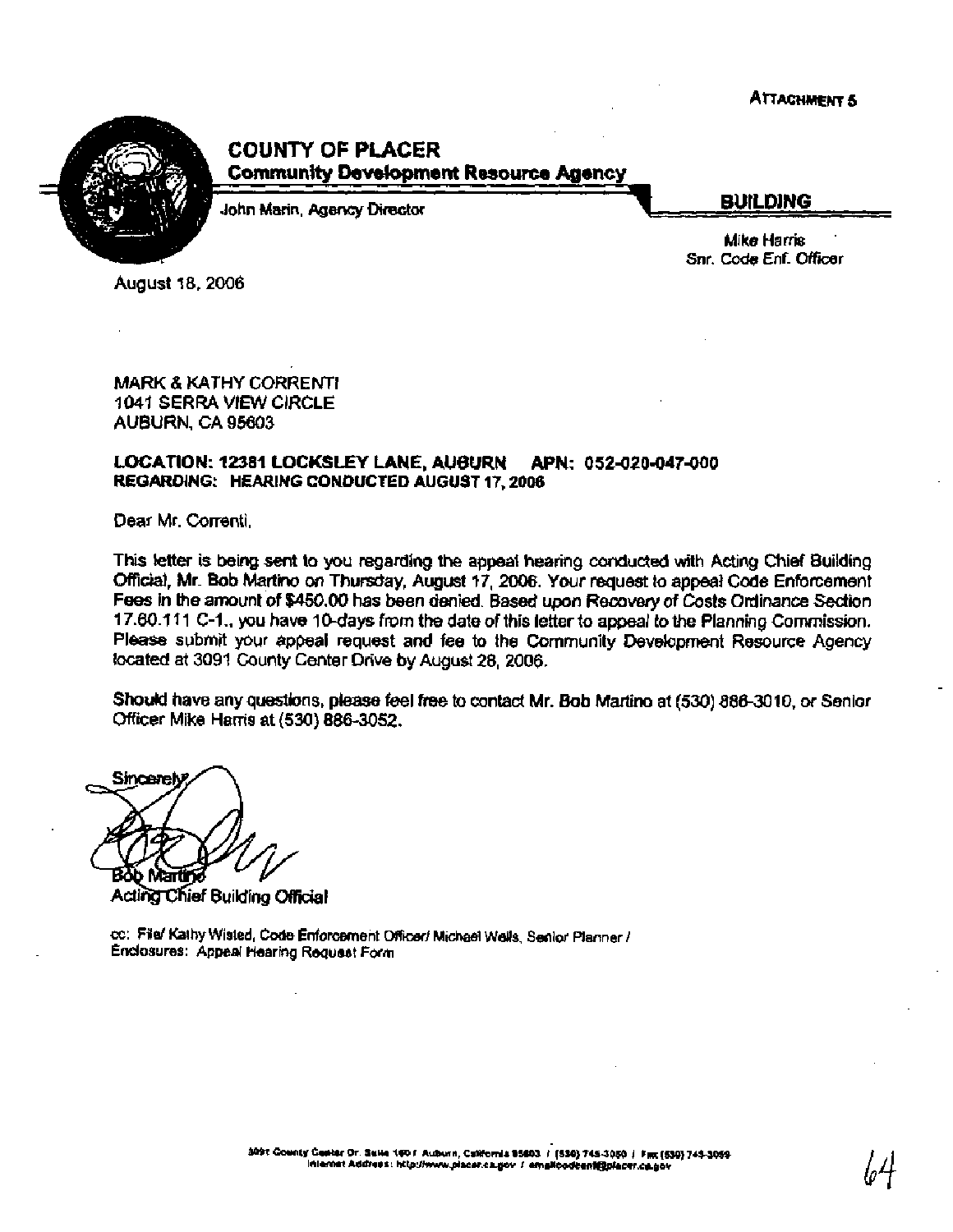ATTACHMENT 5

**COUNTY OF PLACER**
**Community Development Resource Agency**

John Marin, Agency Director

**BUILDING**

Mike Harris
Snr. Code Enf. Officer

August 18, 2006

MARK & KATHY CORRENTI
1041 SERRA VIEW CIRCLE
AUBURN, CA 95603

**LOCATION: 12381 LOCKSLEY LANE, AUBURN APN: 052-020-047-000**
**REGARDING: HEARING CONDUCTED AUGUST 17, 2006**

Dear Mr. Correnti,

This letter is being sent to you regarding the appeal hearing conducted with Acting Chief Building Official, Mr. Bob Martino on Thursday, August 17, 2006. Your request to appeal Code Enforcement Fees in the amount of $450.00 has been denied. Based upon Recovery of Costs Ordinance Section 17.60.111 C-1., you have 10-days from the date of this letter to appeal to the Planning Commission. Please submit your appeal request and fee to the Community Development Resource Agency located at 3091 County Center Drive by August 28, 2006.

Should have any questions, please feel free to contact Mr. Bob Martino at (530) 886-3010, or Senior Officer Mike Harris at (530) 886-3052.

Sincerely,

Bob Martino
Acting Chief Building Official

cc: File/ Kathy Wisted, Code Enforcement Officer/ Michael Wells, Senior Planner /
Enclosures: Appeal Hearing Request Form

3091 County Center Dr. Suite 160 / Auburn, California 95603 / (530) 745-3050 / Fax (530) 745-3059
Internet Address: http://www.placer.ca.gov / email:codeenf@placer.ca.gov